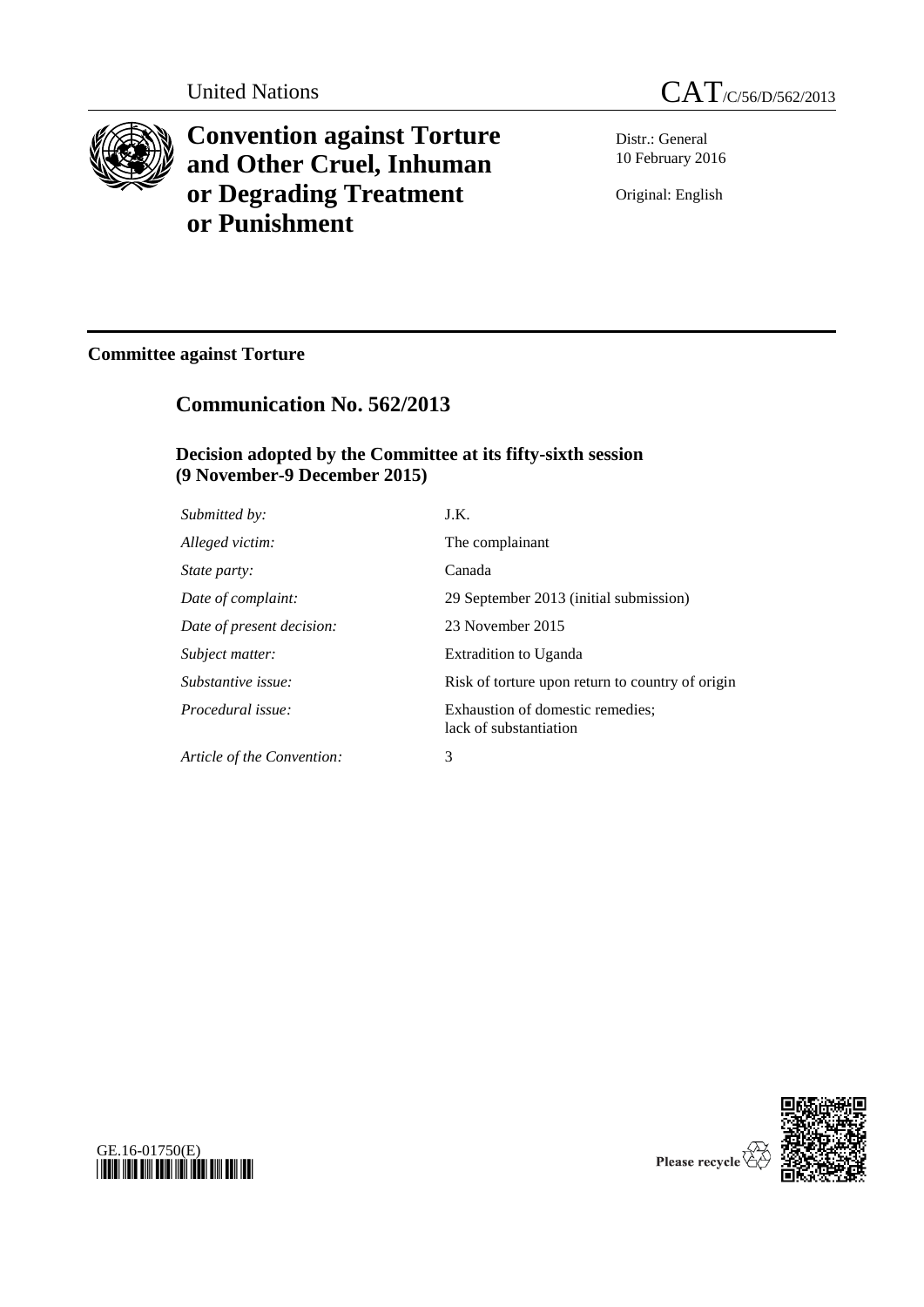United Nations

CAT/C/56/D/562/2013

# Convention against Torture and Other Cruel, Inhuman or Degrading Treatment or Punishment

Distr.: General
10 February 2016

Original: English

**Committee against Torture**

## Communication No. 562/2013

### Decision adopted by the Committee at its fifty-sixth session (9 November-9 December 2015)

| | |
|---|---|
| *Submitted by:* | J.K. |
| *Alleged victim:* | The complainant |
| *State party:* | Canada |
| *Date of complaint:* | 29 September 2013 (initial submission) |
| *Date of present decision:* | 23 November 2015 |
| *Subject matter:* | Extradition to Uganda |
| *Substantive issue:* | Risk of torture upon return to country of origin |
| *Procedural issue:* | Exhaustion of domestic remedies; lack of substantiation |
| *Article of the Convention:* | 3 |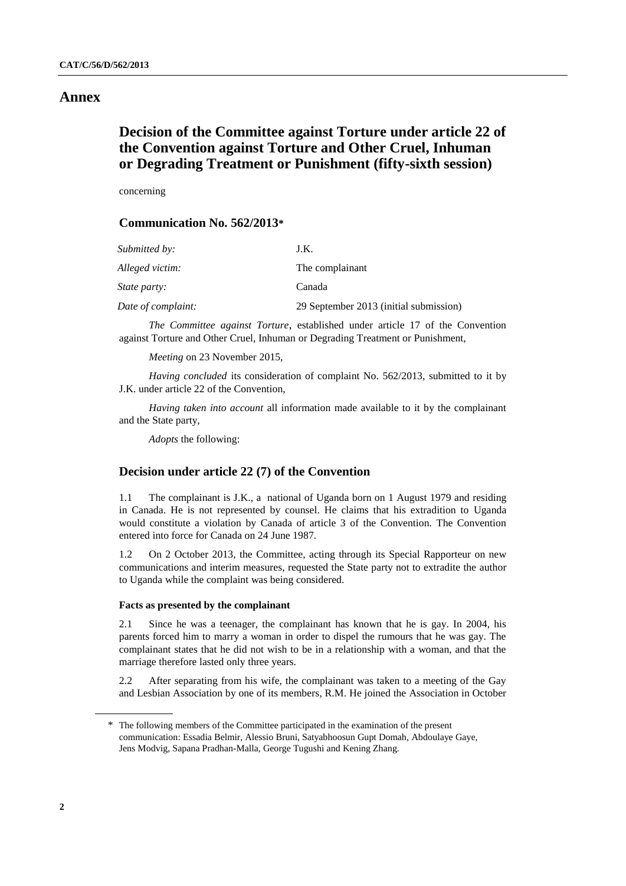# Annex

## Decision of the Committee against Torture under article 22 of the Convention against Torture and Other Cruel, Inhuman or Degrading Treatment or Punishment (fifty-sixth session)

concerning

### Communication No. 562/2013*

| | |
|---|---|
| *Submitted by:* | J.K. |
| *Alleged victim:* | The complainant |
| *State party:* | Canada |
| *Date of complaint:* | 29 September 2013 (initial submission) |

*The Committee against Torture*, established under article 17 of the Convention against Torture and Other Cruel, Inhuman or Degrading Treatment or Punishment,

*Meeting* on 23 November 2015,

*Having concluded* its consideration of complaint No. 562/2013, submitted to it by J.K. under article 22 of the Convention,

*Having taken into account* all information made available to it by the complainant and the State party,

*Adopts* the following:

### Decision under article 22 (7) of the Convention

1.1 The complainant is J.K., a national of Uganda born on 1 August 1979 and residing in Canada. He is not represented by counsel. He claims that his extradition to Uganda would constitute a violation by Canada of article 3 of the Convention. The Convention entered into force for Canada on 24 June 1987.

1.2 On 2 October 2013, the Committee, acting through its Special Rapporteur on new communications and interim measures, requested the State party not to extradite the author to Uganda while the complaint was being considered.

#### Facts as presented by the complainant

2.1 Since he was a teenager, the complainant has known that he is gay. In 2004, his parents forced him to marry a woman in order to dispel the rumours that he was gay. The complainant states that he did not wish to be in a relationship with a woman, and that the marriage therefore lasted only three years.

2.2 After separating from his wife, the complainant was taken to a meeting of the Gay and Lesbian Association by one of its members, R.M. He joined the Association in October

\* The following members of the Committee participated in the examination of the present communication: Essadia Belmir, Alessio Bruni, Satyabhoosun Gupt Domah, Abdoulaye Gaye, Jens Modvig, Sapana Pradhan-Malla, George Tugushi and Kening Zhang.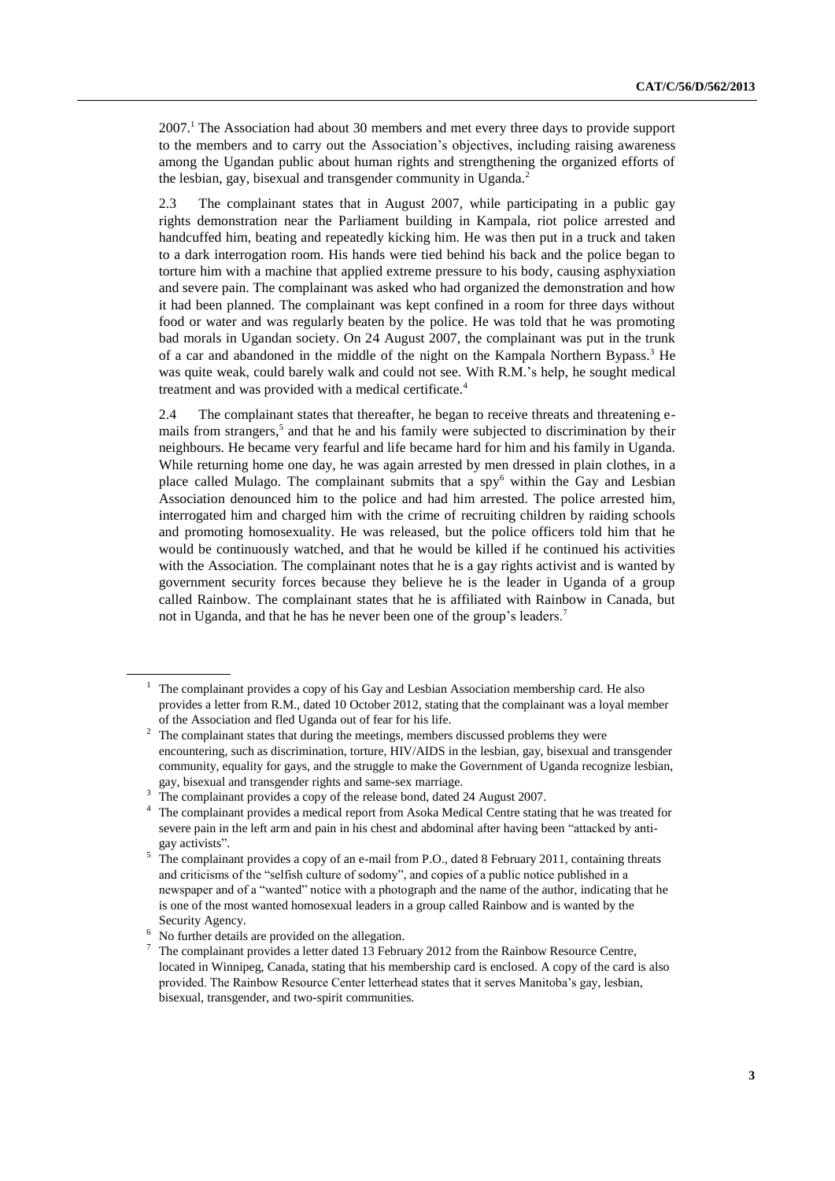2007.[1] The Association had about 30 members and met every three days to provide support to the members and to carry out the Association's objectives, including raising awareness among the Ugandan public about human rights and strengthening the organized efforts of the lesbian, gay, bisexual and transgender community in Uganda.[2]

2.3 The complainant states that in August 2007, while participating in a public gay rights demonstration near the Parliament building in Kampala, riot police arrested and handcuffed him, beating and repeatedly kicking him. He was then put in a truck and taken to a dark interrogation room. His hands were tied behind his back and the police began to torture him with a machine that applied extreme pressure to his body, causing asphyxiation and severe pain. The complainant was asked who had organized the demonstration and how it had been planned. The complainant was kept confined in a room for three days without food or water and was regularly beaten by the police. He was told that he was promoting bad morals in Ugandan society. On 24 August 2007, the complainant was put in the trunk of a car and abandoned in the middle of the night on the Kampala Northern Bypass.[3] He was quite weak, could barely walk and could not see. With R.M.'s help, he sought medical treatment and was provided with a medical certificate.[4]

2.4 The complainant states that thereafter, he began to receive threats and threatening e-mails from strangers,[5] and that he and his family were subjected to discrimination by their neighbours. He became very fearful and life became hard for him and his family in Uganda. While returning home one day, he was again arrested by men dressed in plain clothes, in a place called Mulago. The complainant submits that a spy[6] within the Gay and Lesbian Association denounced him to the police and had him arrested. The police arrested him, interrogated him and charged him with the crime of recruiting children by raiding schools and promoting homosexuality. He was released, but the police officers told him that he would be continuously watched, and that he would be killed if he continued his activities with the Association. The complainant notes that he is a gay rights activist and is wanted by government security forces because they believe he is the leader in Uganda of a group called Rainbow. The complainant states that he is affiliated with Rainbow in Canada, but not in Uganda, and that he has he never been one of the group's leaders.[7]

---

[1] The complainant provides a copy of his Gay and Lesbian Association membership card. He also provides a letter from R.M., dated 10 October 2012, stating that the complainant was a loyal member of the Association and fled Uganda out of fear for his life.

[2] The complainant states that during the meetings, members discussed problems they were encountering, such as discrimination, torture, HIV/AIDS in the lesbian, gay, bisexual and transgender community, equality for gays, and the struggle to make the Government of Uganda recognize lesbian, gay, bisexual and transgender rights and same-sex marriage.

[3] The complainant provides a copy of the release bond, dated 24 August 2007.

[4] The complainant provides a medical report from Asoka Medical Centre stating that he was treated for severe pain in the left arm and pain in his chest and abdominal after having been "attacked by anti-gay activists".

[5] The complainant provides a copy of an e-mail from P.O., dated 8 February 2011, containing threats and criticisms of the "selfish culture of sodomy", and copies of a public notice published in a newspaper and of a "wanted" notice with a photograph and the name of the author, indicating that he is one of the most wanted homosexual leaders in a group called Rainbow and is wanted by the Security Agency.

[6] No further details are provided on the allegation.

[7] The complainant provides a letter dated 13 February 2012 from the Rainbow Resource Centre, located in Winnipeg, Canada, stating that his membership card is enclosed. A copy of the card is also provided. The Rainbow Resource Center letterhead states that it serves Manitoba's gay, lesbian, bisexual, transgender, and two-spirit communities.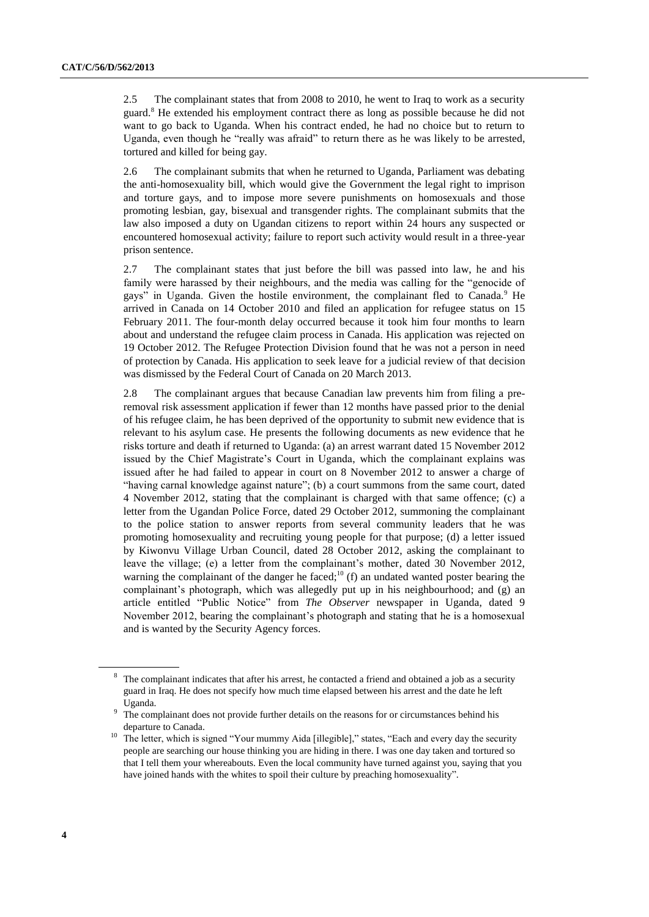2.5 The complainant states that from 2008 to 2010, he went to Iraq to work as a security guard.[8] He extended his employment contract there as long as possible because he did not want to go back to Uganda. When his contract ended, he had no choice but to return to Uganda, even though he "really was afraid" to return there as he was likely to be arrested, tortured and killed for being gay.

2.6 The complainant submits that when he returned to Uganda, Parliament was debating the anti-homosexuality bill, which would give the Government the legal right to imprison and torture gays, and to impose more severe punishments on homosexuals and those promoting lesbian, gay, bisexual and transgender rights. The complainant submits that the law also imposed a duty on Ugandan citizens to report within 24 hours any suspected or encountered homosexual activity; failure to report such activity would result in a three-year prison sentence.

2.7 The complainant states that just before the bill was passed into law, he and his family were harassed by their neighbours, and the media was calling for the "genocide of gays" in Uganda. Given the hostile environment, the complainant fled to Canada.[9] He arrived in Canada on 14 October 2010 and filed an application for refugee status on 15 February 2011. The four-month delay occurred because it took him four months to learn about and understand the refugee claim process in Canada. His application was rejected on 19 October 2012. The Refugee Protection Division found that he was not a person in need of protection by Canada. His application to seek leave for a judicial review of that decision was dismissed by the Federal Court of Canada on 20 March 2013.

2.8 The complainant argues that because Canadian law prevents him from filing a pre-removal risk assessment application if fewer than 12 months have passed prior to the denial of his refugee claim, he has been deprived of the opportunity to submit new evidence that is relevant to his asylum case. He presents the following documents as new evidence that he risks torture and death if returned to Uganda: (a) an arrest warrant dated 15 November 2012 issued by the Chief Magistrate's Court in Uganda, which the complainant explains was issued after he had failed to appear in court on 8 November 2012 to answer a charge of "having carnal knowledge against nature"; (b) a court summons from the same court, dated 4 November 2012, stating that the complainant is charged with that same offence; (c) a letter from the Ugandan Police Force, dated 29 October 2012, summoning the complainant to the police station to answer reports from several community leaders that he was promoting homosexuality and recruiting young people for that purpose; (d) a letter issued by Kiwonvu Village Urban Council, dated 28 October 2012, asking the complainant to leave the village; (e) a letter from the complainant's mother, dated 30 November 2012, warning the complainant of the danger he faced;[10] (f) an undated wanted poster bearing the complainant's photograph, which was allegedly put up in his neighbourhood; and (g) an article entitled "Public Notice" from *The Observer* newspaper in Uganda, dated 9 November 2012, bearing the complainant's photograph and stating that he is a homosexual and is wanted by the Security Agency forces.

---

[8] The complainant indicates that after his arrest, he contacted a friend and obtained a job as a security guard in Iraq. He does not specify how much time elapsed between his arrest and the date he left Uganda.

[9] The complainant does not provide further details on the reasons for or circumstances behind his departure to Canada.

[10] The letter, which is signed "Your mummy Aida [illegible]," states, "Each and every day the security people are searching our house thinking you are hiding in there. I was one day taken and tortured so that I tell them your whereabouts. Even the local community have turned against you, saying that you have joined hands with the whites to spoil their culture by preaching homosexuality".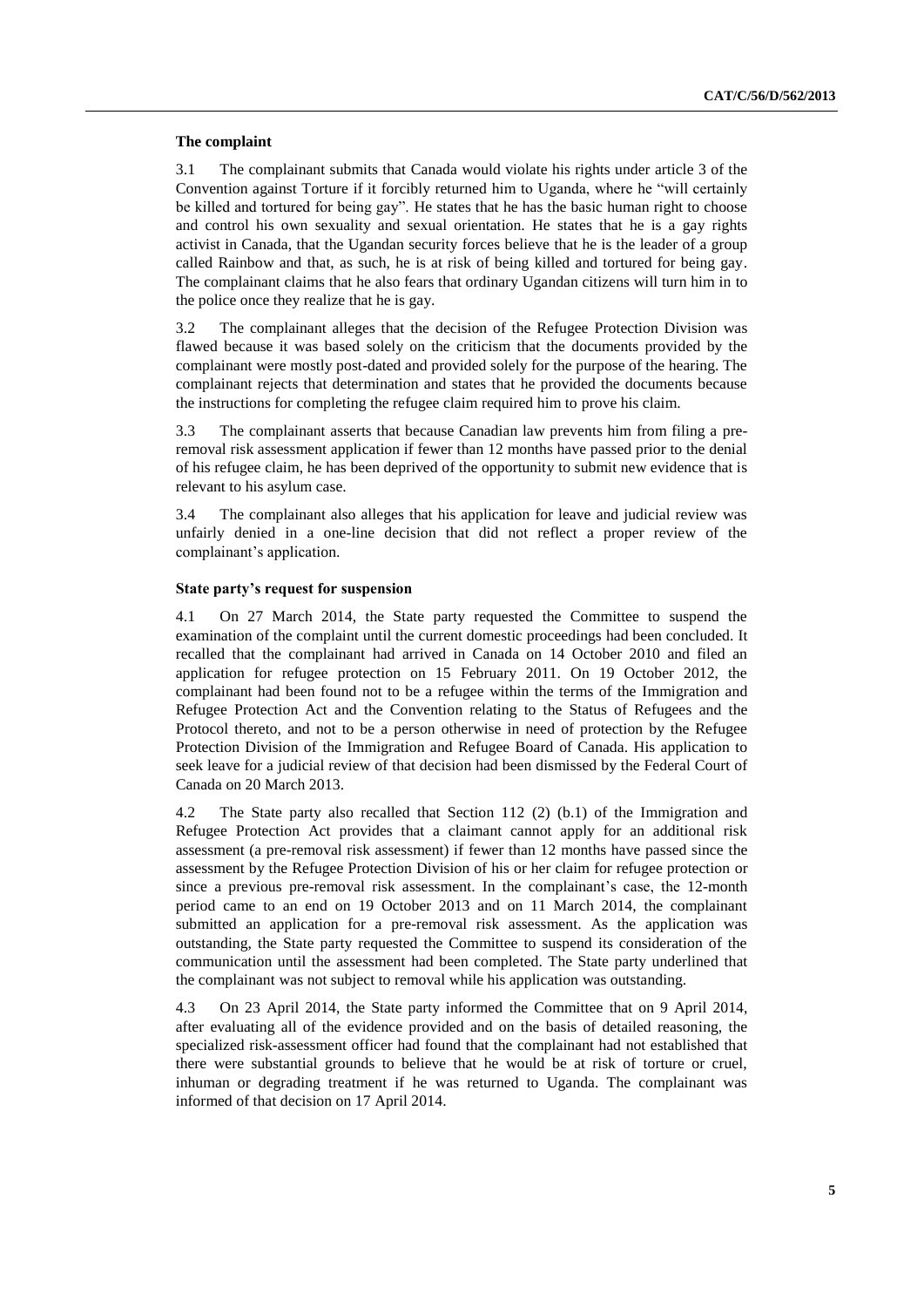### The complaint

3.1 The complainant submits that Canada would violate his rights under article 3 of the Convention against Torture if it forcibly returned him to Uganda, where he "will certainly be killed and tortured for being gay". He states that he has the basic human right to choose and control his own sexuality and sexual orientation. He states that he is a gay rights activist in Canada, that the Ugandan security forces believe that he is the leader of a group called Rainbow and that, as such, he is at risk of being killed and tortured for being gay. The complainant claims that he also fears that ordinary Ugandan citizens will turn him in to the police once they realize that he is gay.

3.2 The complainant alleges that the decision of the Refugee Protection Division was flawed because it was based solely on the criticism that the documents provided by the complainant were mostly post-dated and provided solely for the purpose of the hearing. The complainant rejects that determination and states that he provided the documents because the instructions for completing the refugee claim required him to prove his claim.

3.3 The complainant asserts that because Canadian law prevents him from filing a pre-removal risk assessment application if fewer than 12 months have passed prior to the denial of his refugee claim, he has been deprived of the opportunity to submit new evidence that is relevant to his asylum case.

3.4 The complainant also alleges that his application for leave and judicial review was unfairly denied in a one-line decision that did not reflect a proper review of the complainant's application.

### State party's request for suspension

4.1 On 27 March 2014, the State party requested the Committee to suspend the examination of the complaint until the current domestic proceedings had been concluded. It recalled that the complainant had arrived in Canada on 14 October 2010 and filed an application for refugee protection on 15 February 2011. On 19 October 2012, the complainant had been found not to be a refugee within the terms of the Immigration and Refugee Protection Act and the Convention relating to the Status of Refugees and the Protocol thereto, and not to be a person otherwise in need of protection by the Refugee Protection Division of the Immigration and Refugee Board of Canada. His application to seek leave for a judicial review of that decision had been dismissed by the Federal Court of Canada on 20 March 2013.

4.2 The State party also recalled that Section 112 (2) (b.1) of the Immigration and Refugee Protection Act provides that a claimant cannot apply for an additional risk assessment (a pre-removal risk assessment) if fewer than 12 months have passed since the assessment by the Refugee Protection Division of his or her claim for refugee protection or since a previous pre-removal risk assessment. In the complainant's case, the 12-month period came to an end on 19 October 2013 and on 11 March 2014, the complainant submitted an application for a pre-removal risk assessment. As the application was outstanding, the State party requested the Committee to suspend its consideration of the communication until the assessment had been completed. The State party underlined that the complainant was not subject to removal while his application was outstanding.

4.3 On 23 April 2014, the State party informed the Committee that on 9 April 2014, after evaluating all of the evidence provided and on the basis of detailed reasoning, the specialized risk-assessment officer had found that the complainant had not established that there were substantial grounds to believe that he would be at risk of torture or cruel, inhuman or degrading treatment if he was returned to Uganda. The complainant was informed of that decision on 17 April 2014.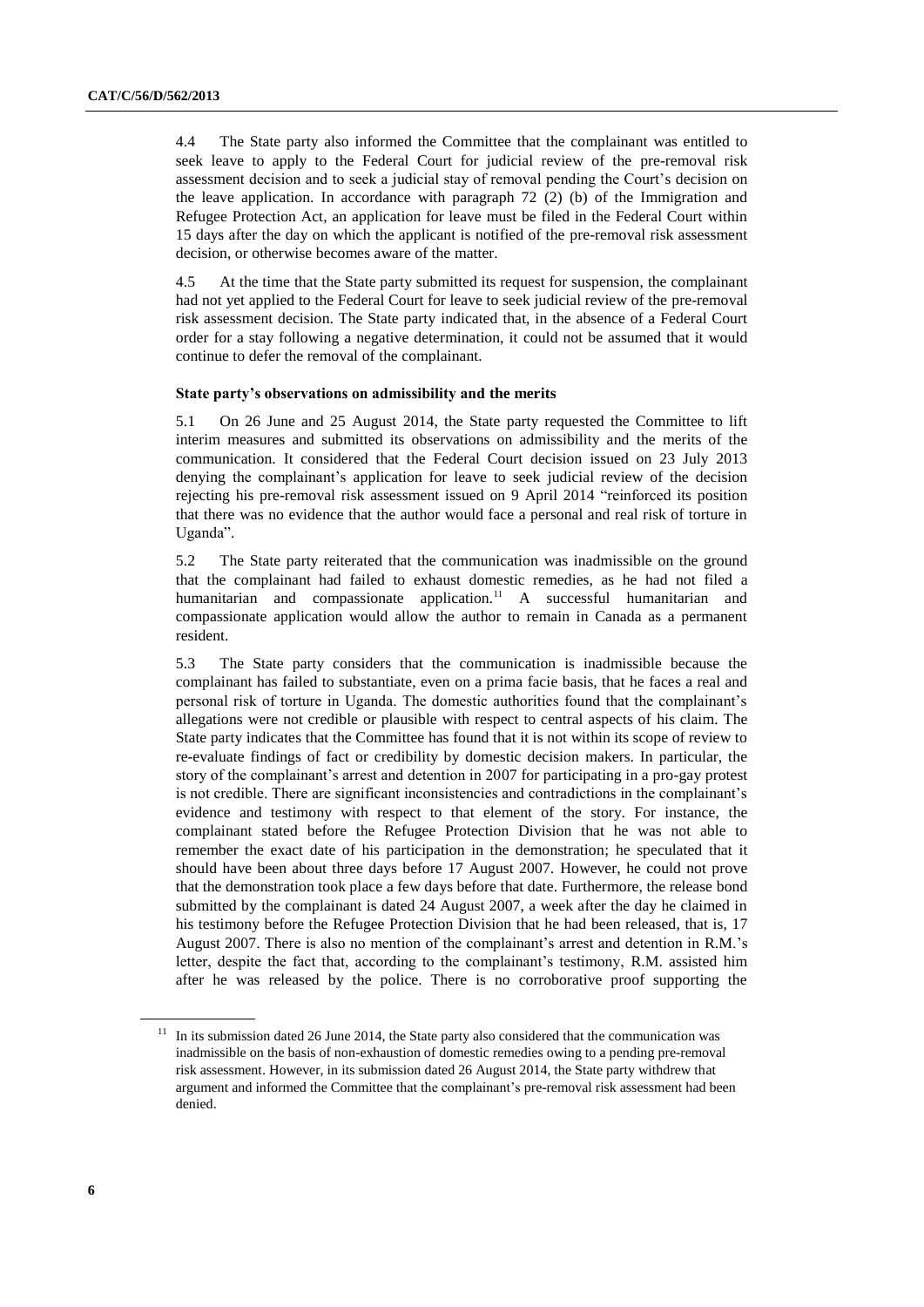4.4 The State party also informed the Committee that the complainant was entitled to seek leave to apply to the Federal Court for judicial review of the pre-removal risk assessment decision and to seek a judicial stay of removal pending the Court's decision on the leave application. In accordance with paragraph 72 (2) (b) of the Immigration and Refugee Protection Act, an application for leave must be filed in the Federal Court within 15 days after the day on which the applicant is notified of the pre-removal risk assessment decision, or otherwise becomes aware of the matter.

4.5 At the time that the State party submitted its request for suspension, the complainant had not yet applied to the Federal Court for leave to seek judicial review of the pre-removal risk assessment decision. The State party indicated that, in the absence of a Federal Court order for a stay following a negative determination, it could not be assumed that it would continue to defer the removal of the complainant.

**State party's observations on admissibility and the merits**

5.1 On 26 June and 25 August 2014, the State party requested the Committee to lift interim measures and submitted its observations on admissibility and the merits of the communication. It considered that the Federal Court decision issued on 23 July 2013 denying the complainant's application for leave to seek judicial review of the decision rejecting his pre-removal risk assessment issued on 9 April 2014 "reinforced its position that there was no evidence that the author would face a personal and real risk of torture in Uganda".

5.2 The State party reiterated that the communication was inadmissible on the ground that the complainant had failed to exhaust domestic remedies, as he had not filed a humanitarian and compassionate application.[11] A successful humanitarian and compassionate application would allow the author to remain in Canada as a permanent resident.

5.3 The State party considers that the communication is inadmissible because the complainant has failed to substantiate, even on a prima facie basis, that he faces a real and personal risk of torture in Uganda. The domestic authorities found that the complainant's allegations were not credible or plausible with respect to central aspects of his claim. The State party indicates that the Committee has found that it is not within its scope of review to re-evaluate findings of fact or credibility by domestic decision makers. In particular, the story of the complainant's arrest and detention in 2007 for participating in a pro-gay protest is not credible. There are significant inconsistencies and contradictions in the complainant's evidence and testimony with respect to that element of the story. For instance, the complainant stated before the Refugee Protection Division that he was not able to remember the exact date of his participation in the demonstration; he speculated that it should have been about three days before 17 August 2007. However, he could not prove that the demonstration took place a few days before that date. Furthermore, the release bond submitted by the complainant is dated 24 August 2007, a week after the day he claimed in his testimony before the Refugee Protection Division that he had been released, that is, 17 August 2007. There is also no mention of the complainant's arrest and detention in R.M.'s letter, despite the fact that, according to the complainant's testimony, R.M. assisted him after he was released by the police. There is no corroborative proof supporting the

[11] In its submission dated 26 June 2014, the State party also considered that the communication was inadmissible on the basis of non-exhaustion of domestic remedies owing to a pending pre-removal risk assessment. However, in its submission dated 26 August 2014, the State party withdrew that argument and informed the Committee that the complainant's pre-removal risk assessment had been denied.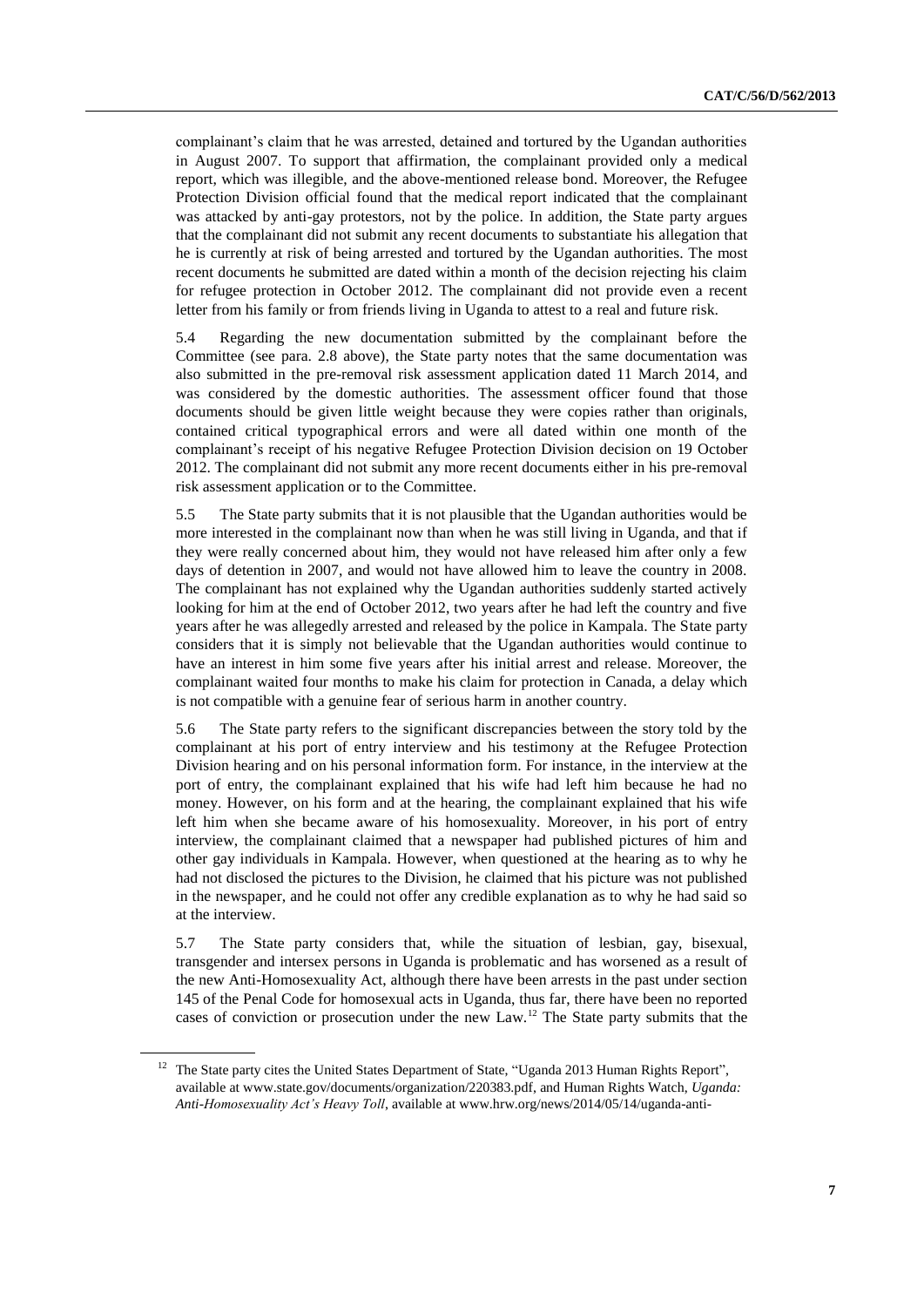complainant's claim that he was arrested, detained and tortured by the Ugandan authorities in August 2007. To support that affirmation, the complainant provided only a medical report, which was illegible, and the above-mentioned release bond. Moreover, the Refugee Protection Division official found that the medical report indicated that the complainant was attacked by anti-gay protestors, not by the police. In addition, the State party argues that the complainant did not submit any recent documents to substantiate his allegation that he is currently at risk of being arrested and tortured by the Ugandan authorities. The most recent documents he submitted are dated within a month of the decision rejecting his claim for refugee protection in October 2012. The complainant did not provide even a recent letter from his family or from friends living in Uganda to attest to a real and future risk.

5.4 Regarding the new documentation submitted by the complainant before the Committee (see para. 2.8 above), the State party notes that the same documentation was also submitted in the pre-removal risk assessment application dated 11 March 2014, and was considered by the domestic authorities. The assessment officer found that those documents should be given little weight because they were copies rather than originals, contained critical typographical errors and were all dated within one month of the complainant's receipt of his negative Refugee Protection Division decision on 19 October 2012. The complainant did not submit any more recent documents either in his pre-removal risk assessment application or to the Committee.

5.5 The State party submits that it is not plausible that the Ugandan authorities would be more interested in the complainant now than when he was still living in Uganda, and that if they were really concerned about him, they would not have released him after only a few days of detention in 2007, and would not have allowed him to leave the country in 2008. The complainant has not explained why the Ugandan authorities suddenly started actively looking for him at the end of October 2012, two years after he had left the country and five years after he was allegedly arrested and released by the police in Kampala. The State party considers that it is simply not believable that the Ugandan authorities would continue to have an interest in him some five years after his initial arrest and release. Moreover, the complainant waited four months to make his claim for protection in Canada, a delay which is not compatible with a genuine fear of serious harm in another country.

5.6 The State party refers to the significant discrepancies between the story told by the complainant at his port of entry interview and his testimony at the Refugee Protection Division hearing and on his personal information form. For instance, in the interview at the port of entry, the complainant explained that his wife had left him because he had no money. However, on his form and at the hearing, the complainant explained that his wife left him when she became aware of his homosexuality. Moreover, in his port of entry interview, the complainant claimed that a newspaper had published pictures of him and other gay individuals in Kampala. However, when questioned at the hearing as to why he had not disclosed the pictures to the Division, he claimed that his picture was not published in the newspaper, and he could not offer any credible explanation as to why he had said so at the interview.

5.7 The State party considers that, while the situation of lesbian, gay, bisexual, transgender and intersex persons in Uganda is problematic and has worsened as a result of the new Anti-Homosexuality Act, although there have been arrests in the past under section 145 of the Penal Code for homosexual acts in Uganda, thus far, there have been no reported cases of conviction or prosecution under the new Law.[12] The State party submits that the

[12] The State party cites the United States Department of State, "Uganda 2013 Human Rights Report", available at www.state.gov/documents/organization/220383.pdf, and Human Rights Watch, *Uganda: Anti-Homosexuality Act's Heavy Toll*, available at www.hrw.org/news/2014/05/14/uganda-anti-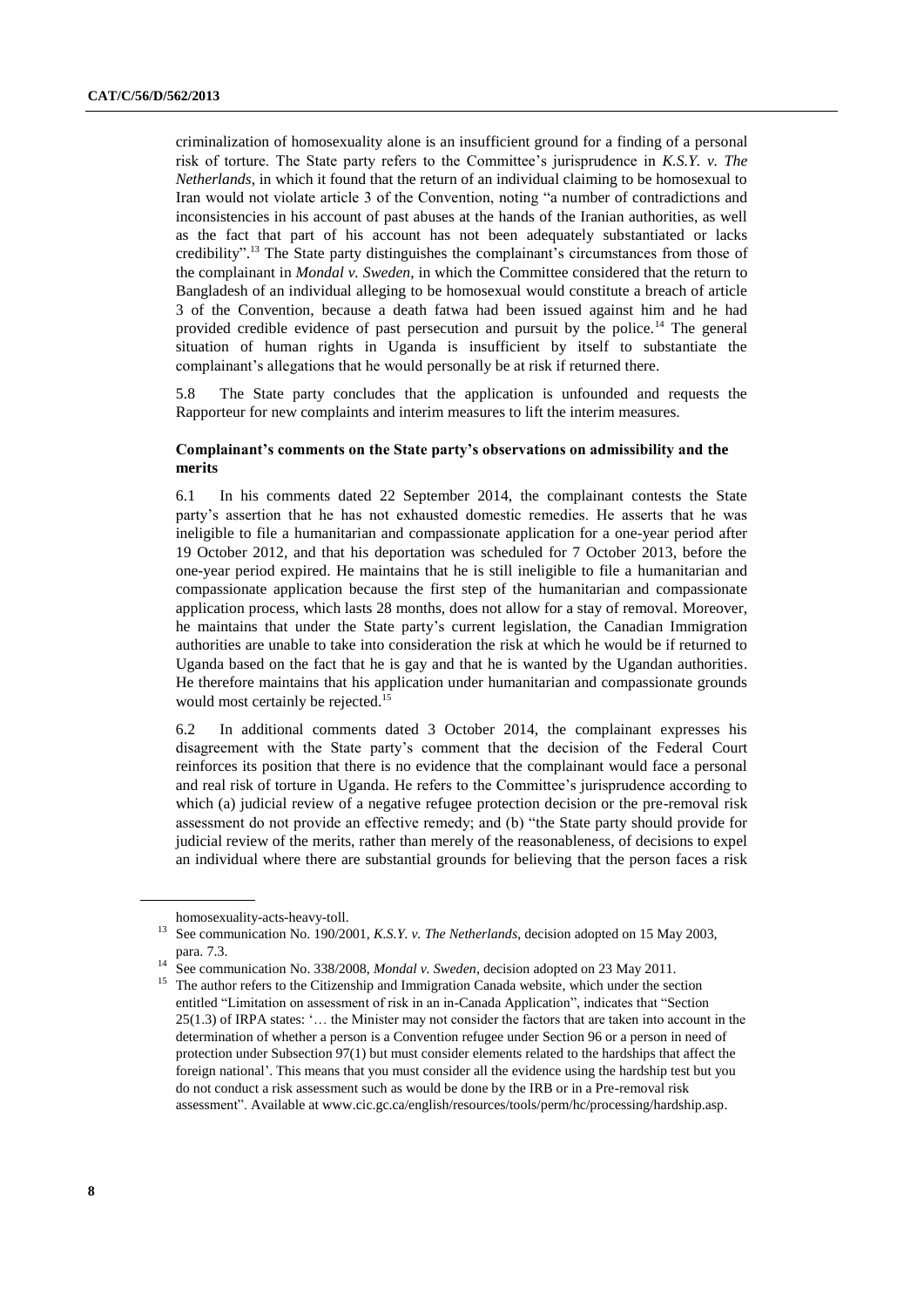criminalization of homosexuality alone is an insufficient ground for a finding of a personal risk of torture. The State party refers to the Committee's jurisprudence in *K.S.Y. v. The Netherlands*, in which it found that the return of an individual claiming to be homosexual to Iran would not violate article 3 of the Convention, noting "a number of contradictions and inconsistencies in his account of past abuses at the hands of the Iranian authorities, as well as the fact that part of his account has not been adequately substantiated or lacks credibility".[13] The State party distinguishes the complainant's circumstances from those of the complainant in *Mondal v. Sweden*, in which the Committee considered that the return to Bangladesh of an individual alleging to be homosexual would constitute a breach of article 3 of the Convention, because a death fatwa had been issued against him and he had provided credible evidence of past persecution and pursuit by the police.[14] The general situation of human rights in Uganda is insufficient by itself to substantiate the complainant's allegations that he would personally be at risk if returned there.

5.8 The State party concludes that the application is unfounded and requests the Rapporteur for new complaints and interim measures to lift the interim measures.

### Complainant's comments on the State party's observations on admissibility and the merits

6.1 In his comments dated 22 September 2014, the complainant contests the State party's assertion that he has not exhausted domestic remedies. He asserts that he was ineligible to file a humanitarian and compassionate application for a one-year period after 19 October 2012, and that his deportation was scheduled for 7 October 2013, before the one-year period expired. He maintains that he is still ineligible to file a humanitarian and compassionate application because the first step of the humanitarian and compassionate application process, which lasts 28 months, does not allow for a stay of removal. Moreover, he maintains that under the State party's current legislation, the Canadian Immigration authorities are unable to take into consideration the risk at which he would be if returned to Uganda based on the fact that he is gay and that he is wanted by the Ugandan authorities. He therefore maintains that his application under humanitarian and compassionate grounds would most certainly be rejected.[15]

6.2 In additional comments dated 3 October 2014, the complainant expresses his disagreement with the State party's comment that the decision of the Federal Court reinforces its position that there is no evidence that the complainant would face a personal and real risk of torture in Uganda. He refers to the Committee's jurisprudence according to which (a) judicial review of a negative refugee protection decision or the pre-removal risk assessment do not provide an effective remedy; and (b) "the State party should provide for judicial review of the merits, rather than merely of the reasonableness, of decisions to expel an individual where there are substantial grounds for believing that the person faces a risk

---

homosexuality-acts-heavy-toll.

[13] See communication No. 190/2001, *K.S.Y. v. The Netherlands*, decision adopted on 15 May 2003, para. 7.3.

[14] See communication No. 338/2008, *Mondal v. Sweden*, decision adopted on 23 May 2011.

[15] The author refers to the Citizenship and Immigration Canada website, which under the section entitled "Limitation on assessment of risk in an in-Canada Application", indicates that "Section 25(1.3) of IRPA states: '… the Minister may not consider the factors that are taken into account in the determination of whether a person is a Convention refugee under Section 96 or a person in need of protection under Subsection 97(1) but must consider elements related to the hardships that affect the foreign national'. This means that you must consider all the evidence using the hardship test but you do not conduct a risk assessment such as would be done by the IRB or in a Pre-removal risk assessment". Available at www.cic.gc.ca/english/resources/tools/perm/hc/processing/hardship.asp.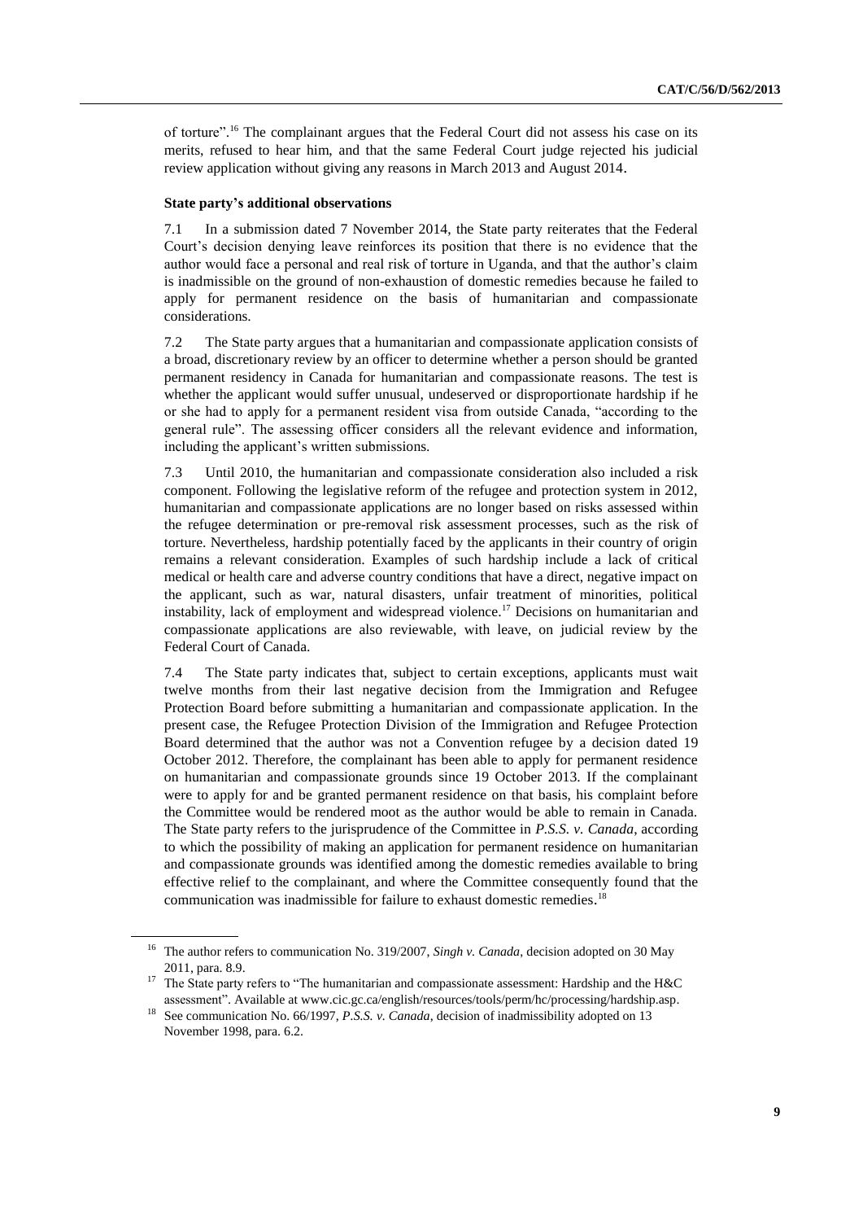of torture".[16] The complainant argues that the Federal Court did not assess his case on its merits, refused to hear him, and that the same Federal Court judge rejected his judicial review application without giving any reasons in March 2013 and August 2014.

### State party's additional observations

7.1 In a submission dated 7 November 2014, the State party reiterates that the Federal Court's decision denying leave reinforces its position that there is no evidence that the author would face a personal and real risk of torture in Uganda, and that the author's claim is inadmissible on the ground of non-exhaustion of domestic remedies because he failed to apply for permanent residence on the basis of humanitarian and compassionate considerations.

7.2 The State party argues that a humanitarian and compassionate application consists of a broad, discretionary review by an officer to determine whether a person should be granted permanent residency in Canada for humanitarian and compassionate reasons. The test is whether the applicant would suffer unusual, undeserved or disproportionate hardship if he or she had to apply for a permanent resident visa from outside Canada, "according to the general rule". The assessing officer considers all the relevant evidence and information, including the applicant's written submissions.

7.3 Until 2010, the humanitarian and compassionate consideration also included a risk component. Following the legislative reform of the refugee and protection system in 2012, humanitarian and compassionate applications are no longer based on risks assessed within the refugee determination or pre-removal risk assessment processes, such as the risk of torture. Nevertheless, hardship potentially faced by the applicants in their country of origin remains a relevant consideration. Examples of such hardship include a lack of critical medical or health care and adverse country conditions that have a direct, negative impact on the applicant, such as war, natural disasters, unfair treatment of minorities, political instability, lack of employment and widespread violence.[17] Decisions on humanitarian and compassionate applications are also reviewable, with leave, on judicial review by the Federal Court of Canada.

7.4 The State party indicates that, subject to certain exceptions, applicants must wait twelve months from their last negative decision from the Immigration and Refugee Protection Board before submitting a humanitarian and compassionate application. In the present case, the Refugee Protection Division of the Immigration and Refugee Protection Board determined that the author was not a Convention refugee by a decision dated 19 October 2012. Therefore, the complainant has been able to apply for permanent residence on humanitarian and compassionate grounds since 19 October 2013. If the complainant were to apply for and be granted permanent residence on that basis, his complaint before the Committee would be rendered moot as the author would be able to remain in Canada. The State party refers to the jurisprudence of the Committee in *P.S.S. v. Canada*, according to which the possibility of making an application for permanent residence on humanitarian and compassionate grounds was identified among the domestic remedies available to bring effective relief to the complainant, and where the Committee consequently found that the communication was inadmissible for failure to exhaust domestic remedies.[18]

---

[16] The author refers to communication No. 319/2007, *Singh v. Canada*, decision adopted on 30 May 2011, para. 8.9.

[17] The State party refers to "The humanitarian and compassionate assessment: Hardship and the H&C assessment". Available at www.cic.gc.ca/english/resources/tools/perm/hc/processing/hardship.asp.

[18] See communication No. 66/1997, *P.S.S. v. Canada*, decision of inadmissibility adopted on 13 November 1998, para. 6.2.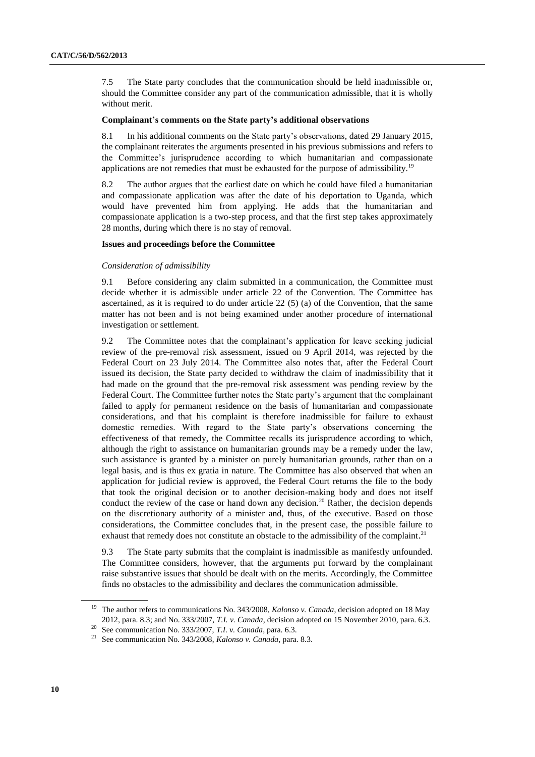7.5 The State party concludes that the communication should be held inadmissible or, should the Committee consider any part of the communication admissible, that it is wholly without merit.

### Complainant's comments on the State party's additional observations

8.1 In his additional comments on the State party's observations, dated 29 January 2015, the complainant reiterates the arguments presented in his previous submissions and refers to the Committee's jurisprudence according to which humanitarian and compassionate applications are not remedies that must be exhausted for the purpose of admissibility.[19]

8.2 The author argues that the earliest date on which he could have filed a humanitarian and compassionate application was after the date of his deportation to Uganda, which would have prevented him from applying. He adds that the humanitarian and compassionate application is a two-step process, and that the first step takes approximately 28 months, during which there is no stay of removal.

### Issues and proceedings before the Committee

*Consideration of admissibility*

9.1 Before considering any claim submitted in a communication, the Committee must decide whether it is admissible under article 22 of the Convention. The Committee has ascertained, as it is required to do under article 22 (5) (a) of the Convention, that the same matter has not been and is not being examined under another procedure of international investigation or settlement.

9.2 The Committee notes that the complainant's application for leave seeking judicial review of the pre-removal risk assessment, issued on 9 April 2014, was rejected by the Federal Court on 23 July 2014. The Committee also notes that, after the Federal Court issued its decision, the State party decided to withdraw the claim of inadmissibility that it had made on the ground that the pre-removal risk assessment was pending review by the Federal Court. The Committee further notes the State party's argument that the complainant failed to apply for permanent residence on the basis of humanitarian and compassionate considerations, and that his complaint is therefore inadmissible for failure to exhaust domestic remedies. With regard to the State party's observations concerning the effectiveness of that remedy, the Committee recalls its jurisprudence according to which, although the right to assistance on humanitarian grounds may be a remedy under the law, such assistance is granted by a minister on purely humanitarian grounds, rather than on a legal basis, and is thus ex gratia in nature. The Committee has also observed that when an application for judicial review is approved, the Federal Court returns the file to the body that took the original decision or to another decision-making body and does not itself conduct the review of the case or hand down any decision.[20] Rather, the decision depends on the discretionary authority of a minister and, thus, of the executive. Based on those considerations, the Committee concludes that, in the present case, the possible failure to exhaust that remedy does not constitute an obstacle to the admissibility of the complaint.[21]

9.3 The State party submits that the complaint is inadmissible as manifestly unfounded. The Committee considers, however, that the arguments put forward by the complainant raise substantive issues that should be dealt with on the merits. Accordingly, the Committee finds no obstacles to the admissibility and declares the communication admissible.

---

[19] The author refers to communications No. 343/2008, *Kalonso v. Canada*, decision adopted on 18 May 2012, para. 8.3; and No. 333/2007, *T.I. v. Canada*, decision adopted on 15 November 2010, para. 6.3.

[20] See communication No. 333/2007, *T.I. v. Canada*, para. 6.3.

[21] See communication No. 343/2008, *Kalonso v. Canada*, para. 8.3.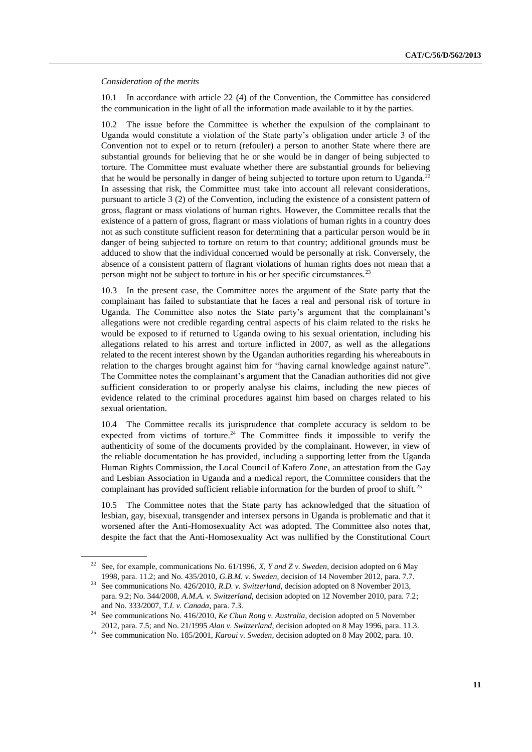*Consideration of the merits*

10.1 In accordance with article 22 (4) of the Convention, the Committee has considered the communication in the light of all the information made available to it by the parties.

10.2 The issue before the Committee is whether the expulsion of the complainant to Uganda would constitute a violation of the State party's obligation under article 3 of the Convention not to expel or to return (refouler) a person to another State where there are substantial grounds for believing that he or she would be in danger of being subjected to torture. The Committee must evaluate whether there are substantial grounds for believing that he would be personally in danger of being subjected to torture upon return to Uganda.[22] In assessing that risk, the Committee must take into account all relevant considerations, pursuant to article 3 (2) of the Convention, including the existence of a consistent pattern of gross, flagrant or mass violations of human rights. However, the Committee recalls that the existence of a pattern of gross, flagrant or mass violations of human rights in a country does not as such constitute sufficient reason for determining that a particular person would be in danger of being subjected to torture on return to that country; additional grounds must be adduced to show that the individual concerned would be personally at risk. Conversely, the absence of a consistent pattern of flagrant violations of human rights does not mean that a person might not be subject to torture in his or her specific circumstances.[23]

10.3 In the present case, the Committee notes the argument of the State party that the complainant has failed to substantiate that he faces a real and personal risk of torture in Uganda. The Committee also notes the State party's argument that the complainant's allegations were not credible regarding central aspects of his claim related to the risks he would be exposed to if returned to Uganda owing to his sexual orientation, including his allegations related to his arrest and torture inflicted in 2007, as well as the allegations related to the recent interest shown by the Ugandan authorities regarding his whereabouts in relation to the charges brought against him for "having carnal knowledge against nature". The Committee notes the complainant's argument that the Canadian authorities did not give sufficient consideration to or properly analyse his claims, including the new pieces of evidence related to the criminal procedures against him based on charges related to his sexual orientation.

10.4 The Committee recalls its jurisprudence that complete accuracy is seldom to be expected from victims of torture.[24] The Committee finds it impossible to verify the authenticity of some of the documents provided by the complainant. However, in view of the reliable documentation he has provided, including a supporting letter from the Uganda Human Rights Commission, the Local Council of Kafero Zone, an attestation from the Gay and Lesbian Association in Uganda and a medical report, the Committee considers that the complainant has provided sufficient reliable information for the burden of proof to shift.[25]

10.5 The Committee notes that the State party has acknowledged that the situation of lesbian, gay, bisexual, transgender and intersex persons in Uganda is problematic and that it worsened after the Anti-Homosexuality Act was adopted. The Committee also notes that, despite the fact that the Anti-Homosexuality Act was nullified by the Constitutional Court

---

[22] See, for example, communications No. 61/1996, *X, Y and Z v. Sweden*, decision adopted on 6 May 1998, para. 11.2; and No. 435/2010, *G.B.M. v. Sweden*, decision of 14 November 2012, para. 7.7.

[23] See communications No. 426/2010, *R.D. v. Switzerland*, decision adopted on 8 November 2013, para. 9.2; No. 344/2008, *A.M.A. v. Switzerland*, decision adopted on 12 November 2010, para. 7.2; and No. 333/2007, *T.I. v. Canada*, para. 7.3.

[24] See communications No. 416/2010, *Ke Chun Rong v. Australia*, decision adopted on 5 November 2012, para. 7.5; and No. 21/1995 *Alan v. Switzerland*, decision adopted on 8 May 1996, para. 11.3.

[25] See communication No. 185/2001, *Karoui v. Sweden*, decision adopted on 8 May 2002, para. 10.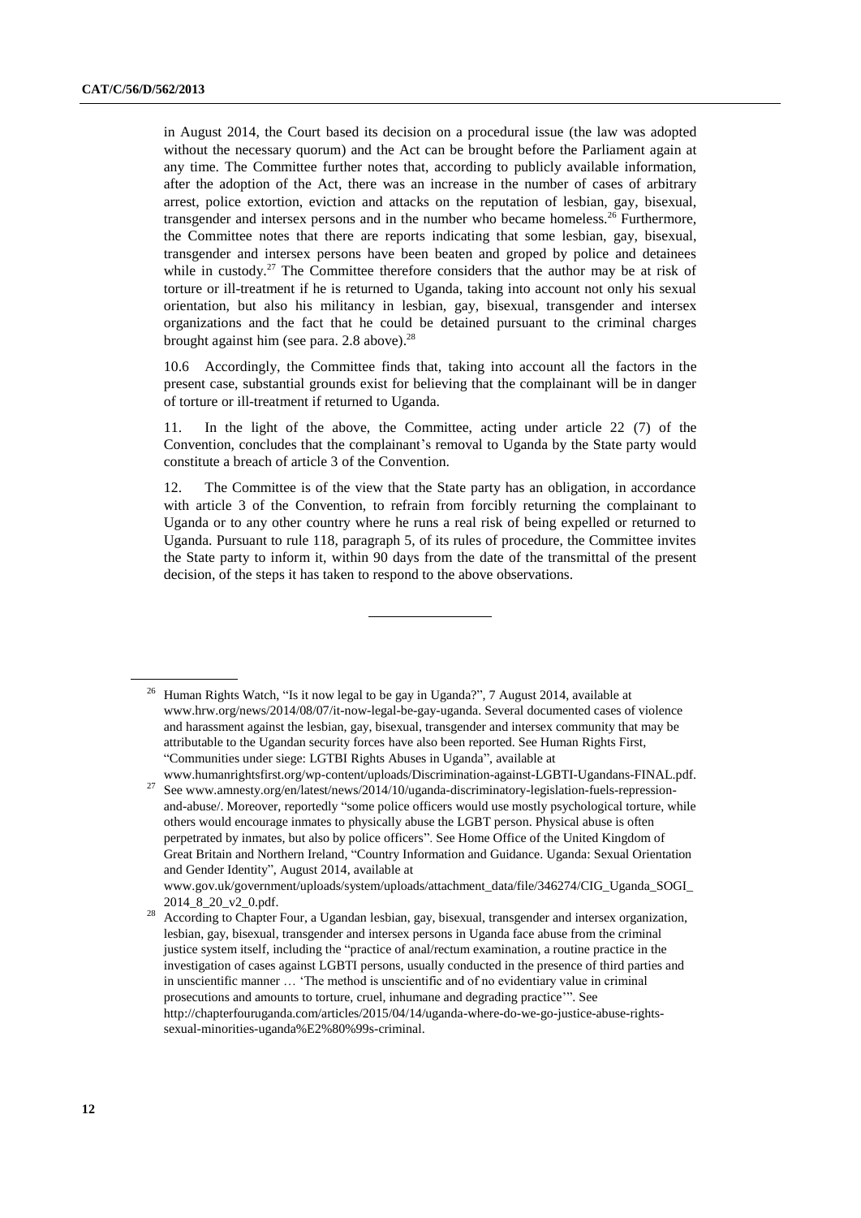in August 2014, the Court based its decision on a procedural issue (the law was adopted without the necessary quorum) and the Act can be brought before the Parliament again at any time. The Committee further notes that, according to publicly available information, after the adoption of the Act, there was an increase in the number of cases of arbitrary arrest, police extortion, eviction and attacks on the reputation of lesbian, gay, bisexual, transgender and intersex persons and in the number who became homeless.[26] Furthermore, the Committee notes that there are reports indicating that some lesbian, gay, bisexual, transgender and intersex persons have been beaten and groped by police and detainees while in custody.[27] The Committee therefore considers that the author may be at risk of torture or ill-treatment if he is returned to Uganda, taking into account not only his sexual orientation, but also his militancy in lesbian, gay, bisexual, transgender and intersex organizations and the fact that he could be detained pursuant to the criminal charges brought against him (see para. 2.8 above).[28]

10.6 Accordingly, the Committee finds that, taking into account all the factors in the present case, substantial grounds exist for believing that the complainant will be in danger of torture or ill-treatment if returned to Uganda.

11. In the light of the above, the Committee, acting under article 22 (7) of the Convention, concludes that the complainant's removal to Uganda by the State party would constitute a breach of article 3 of the Convention.

12. The Committee is of the view that the State party has an obligation, in accordance with article 3 of the Convention, to refrain from forcibly returning the complainant to Uganda or to any other country where he runs a real risk of being expelled or returned to Uganda. Pursuant to rule 118, paragraph 5, of its rules of procedure, the Committee invites the State party to inform it, within 90 days from the date of the transmittal of the present decision, of the steps it has taken to respond to the above observations.

---

[26] Human Rights Watch, "Is it now legal to be gay in Uganda?", 7 August 2014, available at www.hrw.org/news/2014/08/07/it-now-legal-be-gay-uganda. Several documented cases of violence and harassment against the lesbian, gay, bisexual, transgender and intersex community that may be attributable to the Ugandan security forces have also been reported. See Human Rights First, "Communities under siege: LGTBI Rights Abuses in Uganda", available at www.humanrightsfirst.org/wp-content/uploads/Discrimination-against-LGBTI-Ugandans-FINAL.pdf.

[27] See www.amnesty.org/en/latest/news/2014/10/uganda-discriminatory-legislation-fuels-repression-and-abuse/. Moreover, reportedly "some police officers would use mostly psychological torture, while others would encourage inmates to physically abuse the LGBT person. Physical abuse is often perpetrated by inmates, but also by police officers". See Home Office of the United Kingdom of Great Britain and Northern Ireland, "Country Information and Guidance. Uganda: Sexual Orientation and Gender Identity", August 2014, available at www.gov.uk/government/uploads/system/uploads/attachment_data/file/346274/CIG_Uganda_SOGI_2014_8_20_v2_0.pdf.

[28] According to Chapter Four, a Ugandan lesbian, gay, bisexual, transgender and intersex organization, lesbian, gay, bisexual, transgender and intersex persons in Uganda face abuse from the criminal justice system itself, including the "practice of anal/rectum examination, a routine practice in the investigation of cases against LGBTI persons, usually conducted in the presence of third parties and in unscientific manner … 'The method is unscientific and of no evidentiary value in criminal prosecutions and amounts to torture, cruel, inhumane and degrading practice'". See http://chapterfouruganda.com/articles/2015/04/14/uganda-where-do-we-go-justice-abuse-rights-sexual-minorities-uganda%E2%80%99s-criminal.